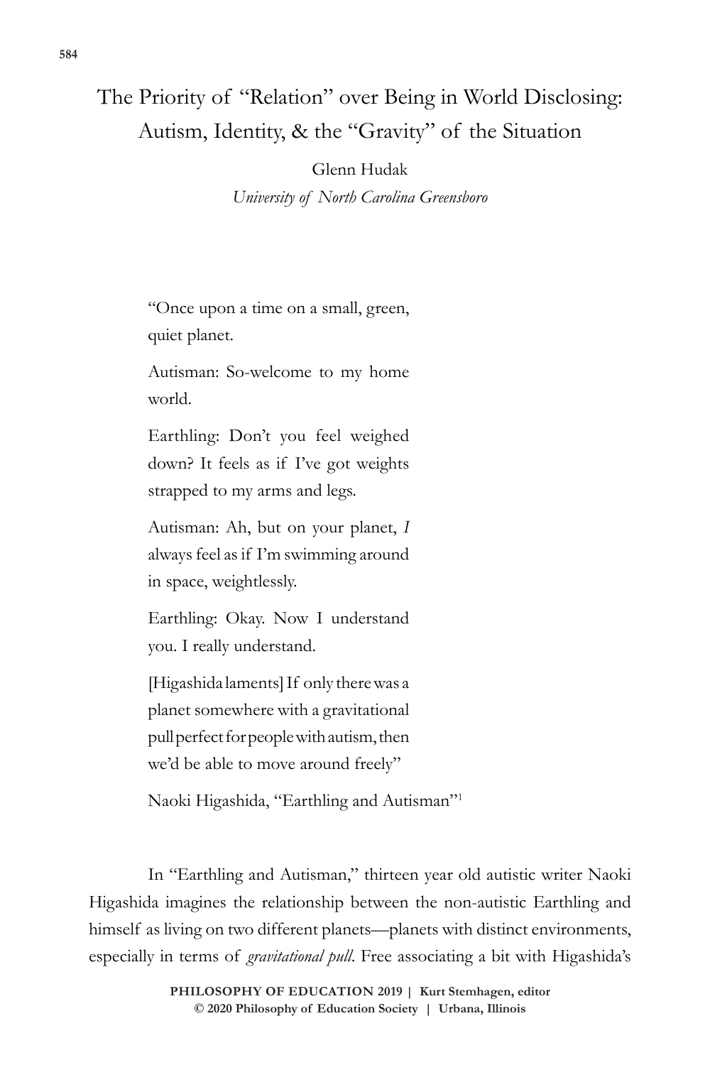# The Priority of "Relation" over Being in World Disclosing: Autism, Identity, & the "Gravity" of the Situation

Glenn Hudak  
*University of North Carolina Greensboro*

> "Once upon a time on a small, green, quiet planet.
>
> Autisman: So-welcome to my home world.
>
> Earthling: Don't you feel weighed down? It feels as if I've got weights strapped to my arms and legs.
>
> Autisman: Ah, but on your planet, *I* always feel as if I'm swimming around in space, weightlessly.
>
> Earthling: Okay. Now I understand you. I really understand.
>
> [Higashida laments] If only there was a planet somewhere with a gravitational pull perfect for people with autism, then we'd be able to move around freely"
>
> Naoki Higashida, "Earthling and Autisman"[1]

In "Earthling and Autisman," thirteen year old autistic writer Naoki Higashida imagines the relationship between the non-autistic Earthling and himself as living on two different planets—planets with distinct environments, especially in terms of *gravitational pull*. Free associating a bit with Higashida's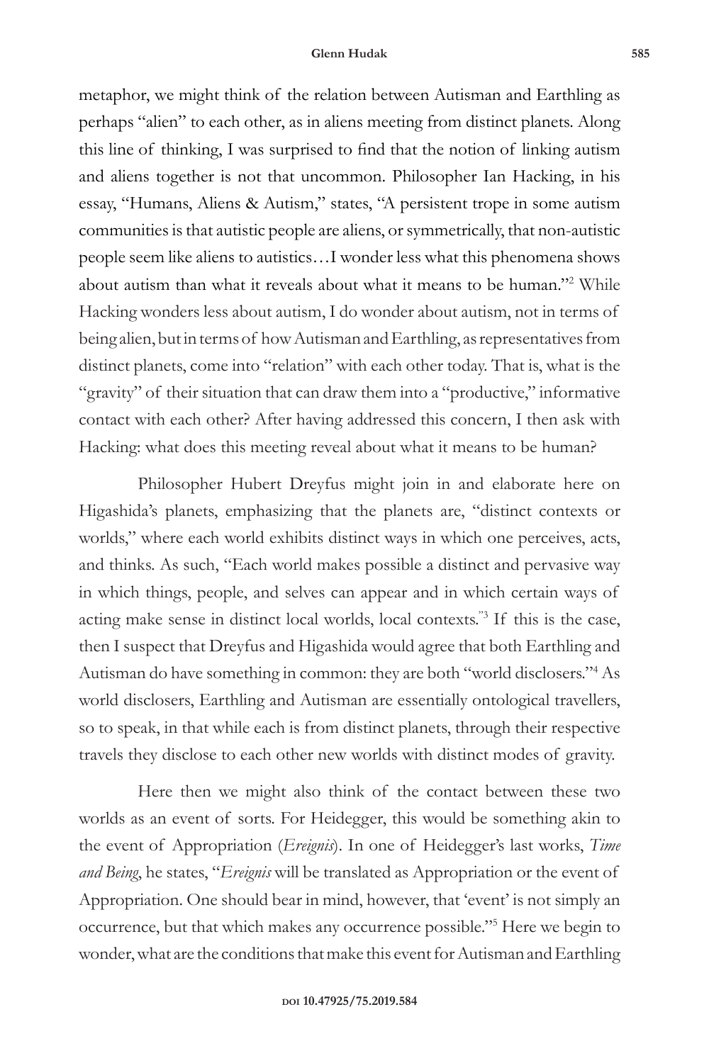metaphor, we might think of the relation between Autisman and Earthling as perhaps "alien" to each other, as in aliens meeting from distinct planets. Along this line of thinking, I was surprised to find that the notion of linking autism and aliens together is not that uncommon. Philosopher Ian Hacking, in his essay, "Humans, Aliens & Autism," states, "A persistent trope in some autism communities is that autistic people are aliens, or symmetrically, that non-autistic people seem like aliens to autistics…I wonder less what this phenomena shows about autism than what it reveals about what it means to be human."[2] While Hacking wonders less about autism, I do wonder about autism, not in terms of being alien, but in terms of how Autisman and Earthling, as representatives from distinct planets, come into "relation" with each other today. That is, what is the "gravity" of their situation that can draw them into a "productive," informative contact with each other? After having addressed this concern, I then ask with Hacking: what does this meeting reveal about what it means to be human?

Philosopher Hubert Dreyfus might join in and elaborate here on Higashida's planets, emphasizing that the planets are, "distinct contexts or worlds," where each world exhibits distinct ways in which one perceives, acts, and thinks. As such, "Each world makes possible a distinct and pervasive way in which things, people, and selves can appear and in which certain ways of acting make sense in distinct local worlds, local contexts."[3] If this is the case, then I suspect that Dreyfus and Higashida would agree that both Earthling and Autisman do have something in common: they are both "world disclosers."[4] As world disclosers, Earthling and Autisman are essentially ontological travellers, so to speak, in that while each is from distinct planets, through their respective travels they disclose to each other new worlds with distinct modes of gravity.

Here then we might also think of the contact between these two worlds as an event of sorts. For Heidegger, this would be something akin to the event of Appropriation (*Ereignis*). In one of Heidegger's last works, *Time and Being*, he states, "*Ereignis* will be translated as Appropriation or the event of Appropriation. One should bear in mind, however, that 'event' is not simply an occurrence, but that which makes any occurrence possible."[5] Here we begin to wonder, what are the conditions that make this event for Autisman and Earthling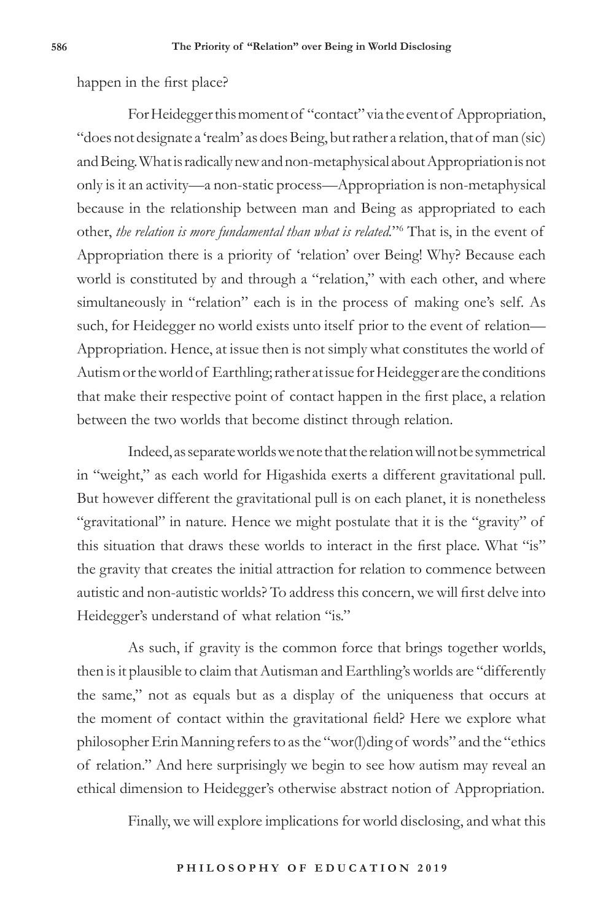happen in the first place?

For Heidegger this moment of "contact" via the event of Appropriation, "does not designate a 'realm' as does Being, but rather a relation, that of man (sic) and Being. What is radically new and non-metaphysical about Appropriation is not only is it an activity—a non-static process—Appropriation is non-metaphysical because in the relationship between man and Being as appropriated to each other, *the relation is more fundamental than what is related*."[6] That is, in the event of Appropriation there is a priority of 'relation' over Being! Why? Because each world is constituted by and through a "relation," with each other, and where simultaneously in "relation" each is in the process of making one's self. As such, for Heidegger no world exists unto itself prior to the event of relation—Appropriation. Hence, at issue then is not simply what constitutes the world of Autism or the world of Earthling; rather at issue for Heidegger are the conditions that make their respective point of contact happen in the first place, a relation between the two worlds that become distinct through relation.

Indeed, as separate worlds we note that the relation will not be symmetrical in "weight," as each world for Higashida exerts a different gravitational pull. But however different the gravitational pull is on each planet, it is nonetheless "gravitational" in nature. Hence we might postulate that it is the "gravity" of this situation that draws these worlds to interact in the first place. What "is" the gravity that creates the initial attraction for relation to commence between autistic and non-autistic worlds? To address this concern, we will first delve into Heidegger's understand of what relation "is."

As such, if gravity is the common force that brings together worlds, then is it plausible to claim that Autisman and Earthling's worlds are "differently the same," not as equals but as a display of the uniqueness that occurs at the moment of contact within the gravitational field? Here we explore what philosopher Erin Manning refers to as the "wor(l)ding of words" and the "ethics of relation." And here surprisingly we begin to see how autism may reveal an ethical dimension to Heidegger's otherwise abstract notion of Appropriation.

Finally, we will explore implications for world disclosing, and what this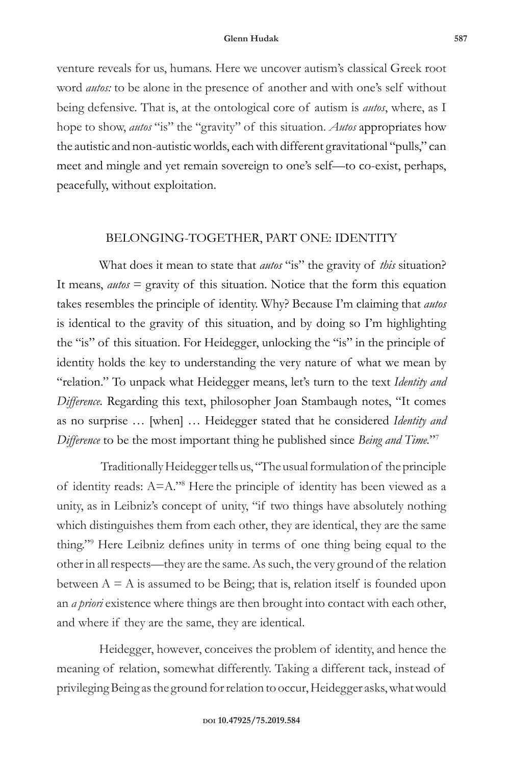venture reveals for us, humans. Here we uncover autism's classical Greek root word *autos:* to be alone in the presence of another and with one's self without being defensive. That is, at the ontological core of autism is *autos*, where, as I hope to show, *autos* "is" the "gravity" of this situation. *Autos* appropriates how the autistic and non-autistic worlds, each with different gravitational "pulls," can meet and mingle and yet remain sovereign to one's self—to co-exist, perhaps, peacefully, without exploitation.

## BELONGING-TOGETHER, PART ONE: IDENTITY

What does it mean to state that *autos* "is" the gravity of *this* situation? It means, *autos* = gravity of this situation. Notice that the form this equation takes resembles the principle of identity. Why? Because I'm claiming that *autos* is identical to the gravity of this situation, and by doing so I'm highlighting the "is" of this situation. For Heidegger, unlocking the "is" in the principle of identity holds the key to understanding the very nature of what we mean by "relation." To unpack what Heidegger means, let's turn to the text *Identity and Difference.* Regarding this text, philosopher Joan Stambaugh notes, "It comes as no surprise … [when] … Heidegger stated that he considered *Identity and Difference* to be the most important thing he published since *Being and Time*."[7]

Traditionally Heidegger tells us, "The usual formulation of the principle of identity reads: A=A."[8] Here the principle of identity has been viewed as a unity, as in Leibniz's concept of unity, "if two things have absolutely nothing which distinguishes them from each other, they are identical, they are the same thing."[9] Here Leibniz defines unity in terms of one thing being equal to the other in all respects—they are the same. As such, the very ground of the relation between A = A is assumed to be Being; that is, relation itself is founded upon an *a priori* existence where things are then brought into contact with each other, and where if they are the same, they are identical.

Heidegger, however, conceives the problem of identity, and hence the meaning of relation, somewhat differently. Taking a different tack, instead of privileging Being as the ground for relation to occur, Heidegger asks, what would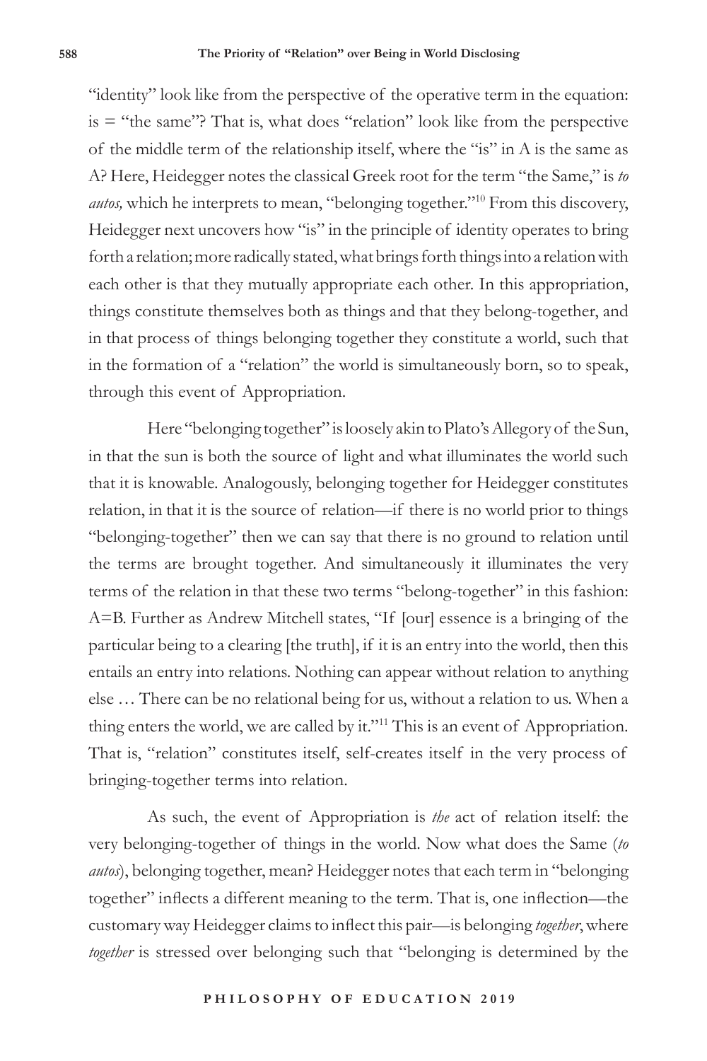"identity" look like from the perspective of the operative term in the equation: is = "the same"? That is, what does "relation" look like from the perspective of the middle term of the relationship itself, where the "is" in A is the same as A? Here, Heidegger notes the classical Greek root for the term "the Same," is *to autos,* which he interprets to mean, "belonging together."[10] From this discovery, Heidegger next uncovers how "is" in the principle of identity operates to bring forth a relation; more radically stated, what brings forth things into a relation with each other is that they mutually appropriate each other. In this appropriation, things constitute themselves both as things and that they belong-together, and in that process of things belonging together they constitute a world, such that in the formation of a "relation" the world is simultaneously born, so to speak, through this event of Appropriation.

Here "belonging together" is loosely akin to Plato's Allegory of the Sun, in that the sun is both the source of light and what illuminates the world such that it is knowable. Analogously, belonging together for Heidegger constitutes relation, in that it is the source of relation—if there is no world prior to things "belonging-together" then we can say that there is no ground to relation until the terms are brought together. And simultaneously it illuminates the very terms of the relation in that these two terms "belong-together" in this fashion: A=B. Further as Andrew Mitchell states, "If [our] essence is a bringing of the particular being to a clearing [the truth], if it is an entry into the world, then this entails an entry into relations. Nothing can appear without relation to anything else … There can be no relational being for us, without a relation to us. When a thing enters the world, we are called by it."[11] This is an event of Appropriation. That is, "relation" constitutes itself, self-creates itself in the very process of bringing-together terms into relation.

As such, the event of Appropriation is *the* act of relation itself: the very belonging-together of things in the world. Now what does the Same (*to autos*), belonging together, mean? Heidegger notes that each term in "belonging together" inflects a different meaning to the term. That is, one inflection—the customary way Heidegger claims to inflect this pair—is belonging *together*, where *together* is stressed over belonging such that "belonging is determined by the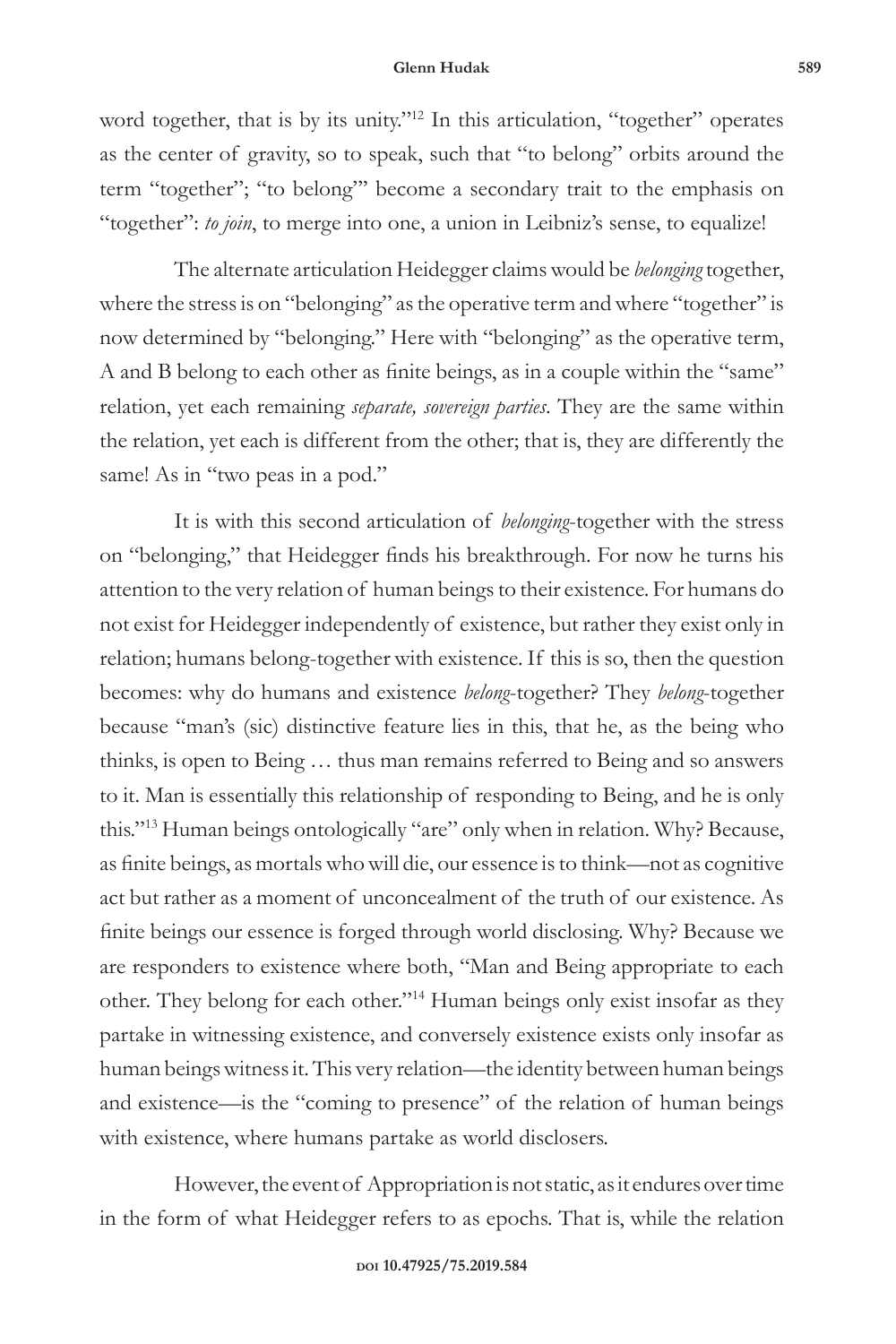word together, that is by its unity."[12] In this articulation, "together" operates as the center of gravity, so to speak, such that "to belong" orbits around the term "together"; "to belong'" become a secondary trait to the emphasis on "together": *to join*, to merge into one, a union in Leibniz's sense, to equalize!

The alternate articulation Heidegger claims would be *belonging* together, where the stress is on "belonging" as the operative term and where "together" is now determined by "belonging." Here with "belonging" as the operative term, A and B belong to each other as finite beings, as in a couple within the "same" relation, yet each remaining *separate, sovereign parties*. They are the same within the relation, yet each is different from the other; that is, they are differently the same! As in "two peas in a pod."

It is with this second articulation of *belonging*-together with the stress on "belonging," that Heidegger finds his breakthrough. For now he turns his attention to the very relation of human beings to their existence. For humans do not exist for Heidegger independently of existence, but rather they exist only in relation; humans belong-together with existence. If this is so, then the question becomes: why do humans and existence *belong*-together? They *belong*-together because "man's (sic) distinctive feature lies in this, that he, as the being who thinks, is open to Being … thus man remains referred to Being and so answers to it. Man is essentially this relationship of responding to Being, and he is only this."[13] Human beings ontologically "are" only when in relation. Why? Because, as finite beings, as mortals who will die, our essence is to think—not as cognitive act but rather as a moment of unconcealment of the truth of our existence. As finite beings our essence is forged through world disclosing. Why? Because we are responders to existence where both, "Man and Being appropriate to each other. They belong for each other."[14] Human beings only exist insofar as they partake in witnessing existence, and conversely existence exists only insofar as human beings witness it. This very relation—the identity between human beings and existence—is the "coming to presence" of the relation of human beings with existence, where humans partake as world disclosers.

However, the event of Appropriation is not static, as it endures over time in the form of what Heidegger refers to as epochs. That is, while the relation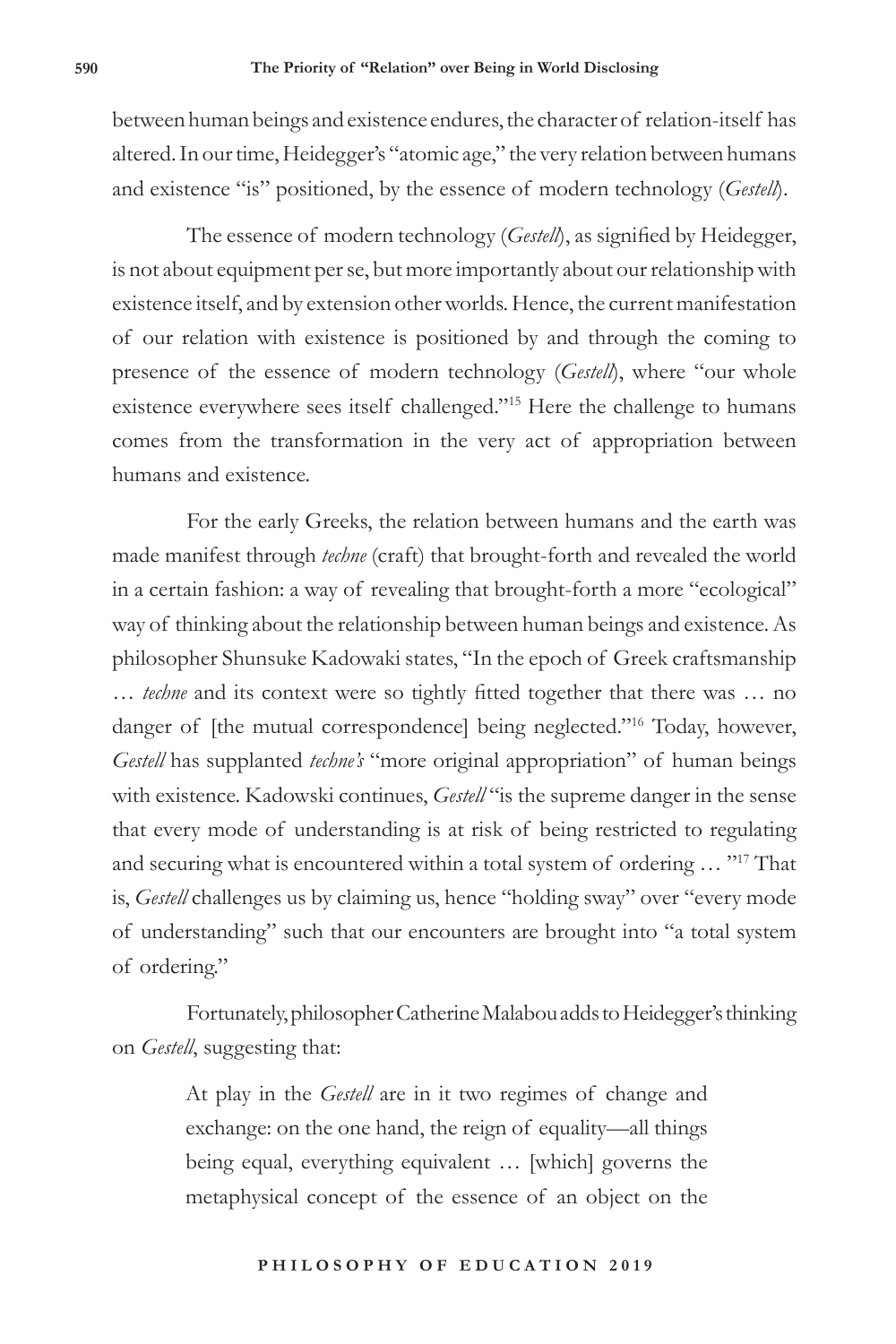between human beings and existence endures, the character of relation-itself has altered. In our time, Heidegger's "atomic age," the very relation between humans and existence "is" positioned, by the essence of modern technology (*Gestell*).

The essence of modern technology (*Gestell*), as signified by Heidegger, is not about equipment per se, but more importantly about our relationship with existence itself, and by extension other worlds. Hence, the current manifestation of our relation with existence is positioned by and through the coming to presence of the essence of modern technology (*Gestell*), where "our whole existence everywhere sees itself challenged."[15] Here the challenge to humans comes from the transformation in the very act of appropriation between humans and existence.

For the early Greeks, the relation between humans and the earth was made manifest through *techne* (craft) that brought-forth and revealed the world in a certain fashion: a way of revealing that brought-forth a more "ecological" way of thinking about the relationship between human beings and existence. As philosopher Shunsuke Kadowaki states, "In the epoch of Greek craftsmanship … *techne* and its context were so tightly fitted together that there was … no danger of [the mutual correspondence] being neglected."[16] Today, however, *Gestell* has supplanted *techne's* "more original appropriation" of human beings with existence. Kadowski continues, *Gestell* "is the supreme danger in the sense that every mode of understanding is at risk of being restricted to regulating and securing what is encountered within a total system of ordering … "[17] That is, *Gestell* challenges us by claiming us, hence "holding sway" over "every mode of understanding" such that our encounters are brought into "a total system of ordering."

Fortunately, philosopher Catherine Malabou adds to Heidegger's thinking on *Gestell*, suggesting that:

> At play in the *Gestell* are in it two regimes of change and exchange: on the one hand, the reign of equality—all things being equal, everything equivalent … [which] governs the metaphysical concept of the essence of an object on the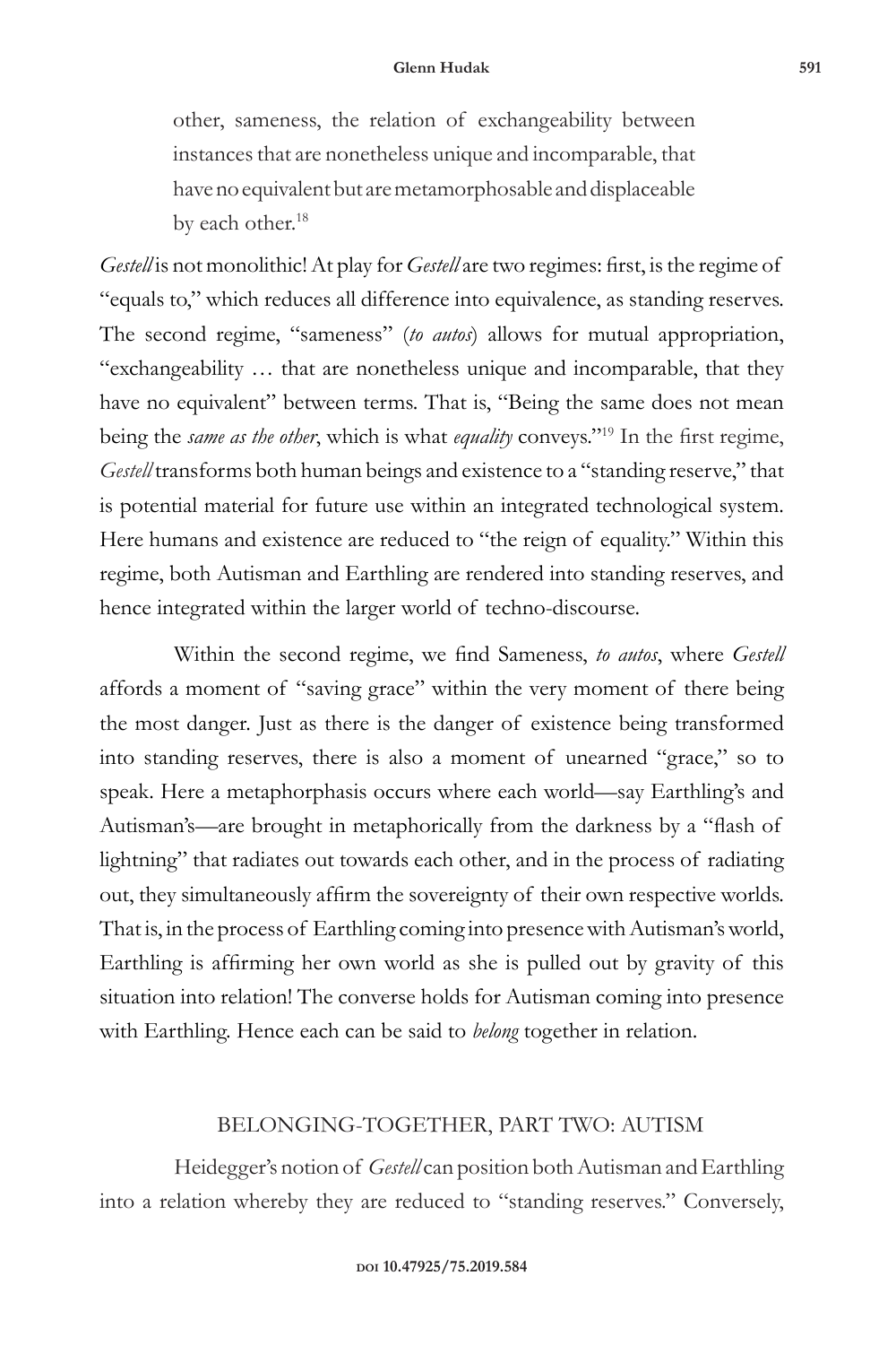other, sameness, the relation of exchangeability between instances that are nonetheless unique and incomparable, that have no equivalent but are metamorphosable and displaceable by each other.[18]

*Gestell* is not monolithic! At play for *Gestell* are two regimes: first, is the regime of "equals to," which reduces all difference into equivalence, as standing reserves. The second regime, "sameness" (*to autos*) allows for mutual appropriation, "exchangeability … that are nonetheless unique and incomparable, that they have no equivalent" between terms. That is, "Being the same does not mean being the *same as the other*, which is what *equality* conveys."[19] In the first regime, *Gestell* transforms both human beings and existence to a "standing reserve," that is potential material for future use within an integrated technological system. Here humans and existence are reduced to "the reign of equality." Within this regime, both Autisman and Earthling are rendered into standing reserves, and hence integrated within the larger world of techno-discourse.

Within the second regime, we find Sameness, *to autos*, where *Gestell* affords a moment of "saving grace" within the very moment of there being the most danger. Just as there is the danger of existence being transformed into standing reserves, there is also a moment of unearned "grace," so to speak. Here a metaphorphasis occurs where each world—say Earthling's and Autisman's—are brought in metaphorically from the darkness by a "flash of lightning" that radiates out towards each other, and in the process of radiating out, they simultaneously affirm the sovereignty of their own respective worlds. That is, in the process of Earthling coming into presence with Autisman's world, Earthling is affirming her own world as she is pulled out by gravity of this situation into relation! The converse holds for Autisman coming into presence with Earthling. Hence each can be said to *belong* together in relation.

## BELONGING-TOGETHER, PART TWO: AUTISM

Heidegger's notion of *Gestell* can position both Autisman and Earthling into a relation whereby they are reduced to "standing reserves." Conversely,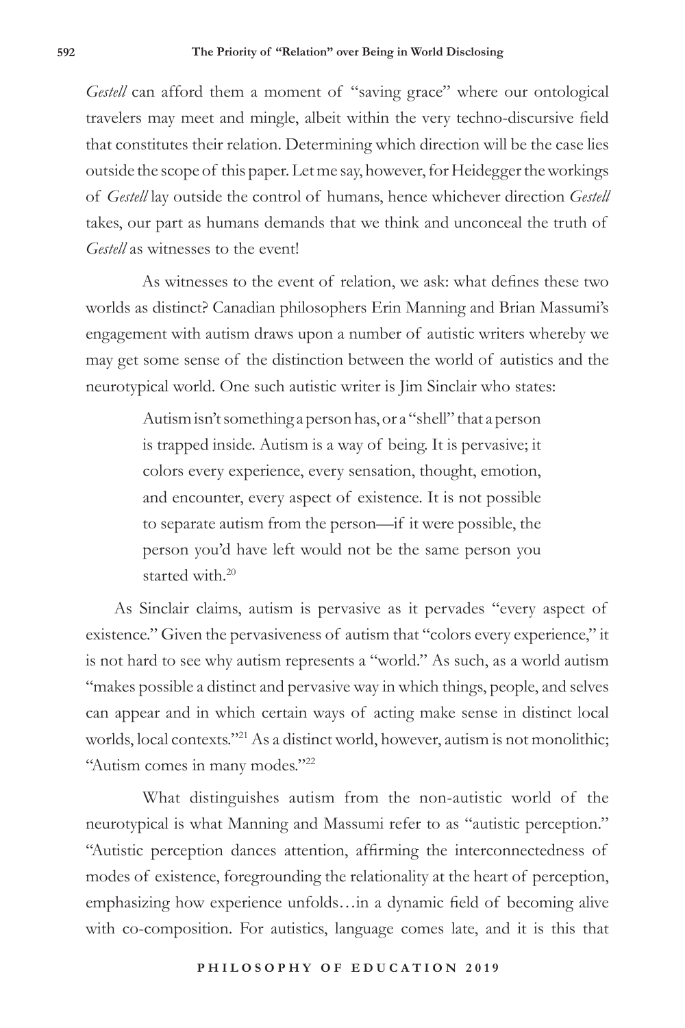*Gestell* can afford them a moment of "saving grace" where our ontological travelers may meet and mingle, albeit within the very techno-discursive field that constitutes their relation. Determining which direction will be the case lies outside the scope of this paper. Let me say, however, for Heidegger the workings of *Gestell* lay outside the control of humans, hence whichever direction *Gestell* takes, our part as humans demands that we think and unconceal the truth of *Gestell* as witnesses to the event!

As witnesses to the event of relation, we ask: what defines these two worlds as distinct? Canadian philosophers Erin Manning and Brian Massumi's engagement with autism draws upon a number of autistic writers whereby we may get some sense of the distinction between the world of autistics and the neurotypical world. One such autistic writer is Jim Sinclair who states:

> Autism isn't something a person has, or a "shell" that a person is trapped inside. Autism is a way of being. It is pervasive; it colors every experience, every sensation, thought, emotion, and encounter, every aspect of existence. It is not possible to separate autism from the person—if it were possible, the person you'd have left would not be the same person you started with.[20]

As Sinclair claims, autism is pervasive as it pervades "every aspect of existence." Given the pervasiveness of autism that "colors every experience," it is not hard to see why autism represents a "world." As such, as a world autism "makes possible a distinct and pervasive way in which things, people, and selves can appear and in which certain ways of acting make sense in distinct local worlds, local contexts."[21] As a distinct world, however, autism is not monolithic; "Autism comes in many modes."[22]

What distinguishes autism from the non-autistic world of the neurotypical is what Manning and Massumi refer to as "autistic perception." "Autistic perception dances attention, affirming the interconnectedness of modes of existence, foregrounding the relationality at the heart of perception, emphasizing how experience unfolds…in a dynamic field of becoming alive with co-composition. For autistics, language comes late, and it is this that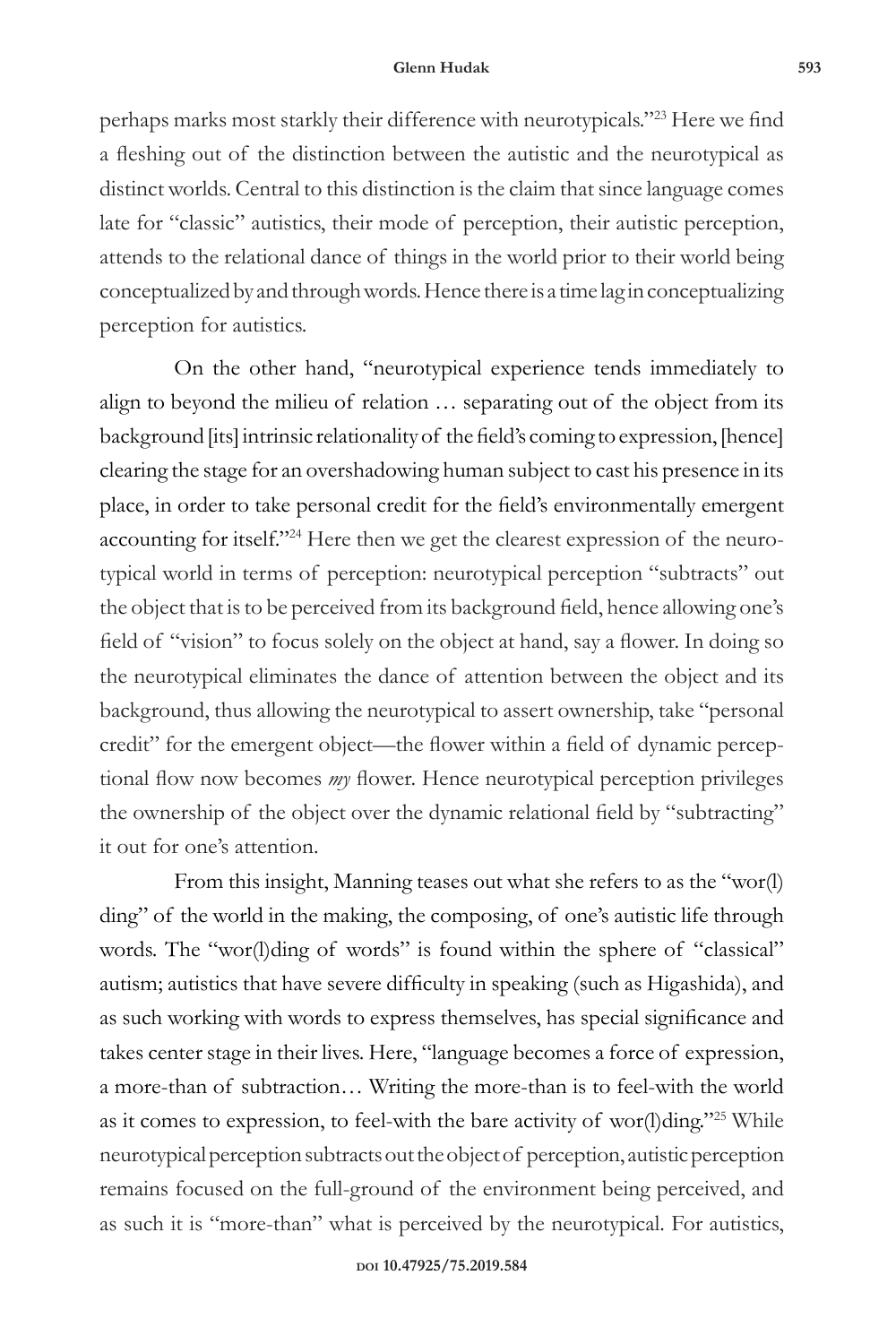perhaps marks most starkly their difference with neurotypicals."[23] Here we find a fleshing out of the distinction between the autistic and the neurotypical as distinct worlds. Central to this distinction is the claim that since language comes late for "classic" autistics, their mode of perception, their autistic perception, attends to the relational dance of things in the world prior to their world being conceptualized by and through words. Hence there is a time lag in conceptualizing perception for autistics.

On the other hand, "neurotypical experience tends immediately to align to beyond the milieu of relation … separating out of the object from its background [its] intrinsic relationality of the field's coming to expression, [hence] clearing the stage for an overshadowing human subject to cast his presence in its place, in order to take personal credit for the field's environmentally emergent accounting for itself."[24] Here then we get the clearest expression of the neurotypical world in terms of perception: neurotypical perception "subtracts" out the object that is to be perceived from its background field, hence allowing one's field of "vision" to focus solely on the object at hand, say a flower. In doing so the neurotypical eliminates the dance of attention between the object and its background, thus allowing the neurotypical to assert ownership, take "personal credit" for the emergent object—the flower within a field of dynamic perceptional flow now becomes *my* flower. Hence neurotypical perception privileges the ownership of the object over the dynamic relational field by "subtracting" it out for one's attention.

From this insight, Manning teases out what she refers to as the "wor(l)ding" of the world in the making, the composing, of one's autistic life through words. The "wor(l)ding of words" is found within the sphere of "classical" autism; autistics that have severe difficulty in speaking (such as Higashida), and as such working with words to express themselves, has special significance and takes center stage in their lives. Here, "language becomes a force of expression, a more-than of subtraction… Writing the more-than is to feel-with the world as it comes to expression, to feel-with the bare activity of wor(l)ding."[25] While neurotypical perception subtracts out the object of perception, autistic perception remains focused on the full-ground of the environment being perceived, and as such it is "more-than" what is perceived by the neurotypical. For autistics,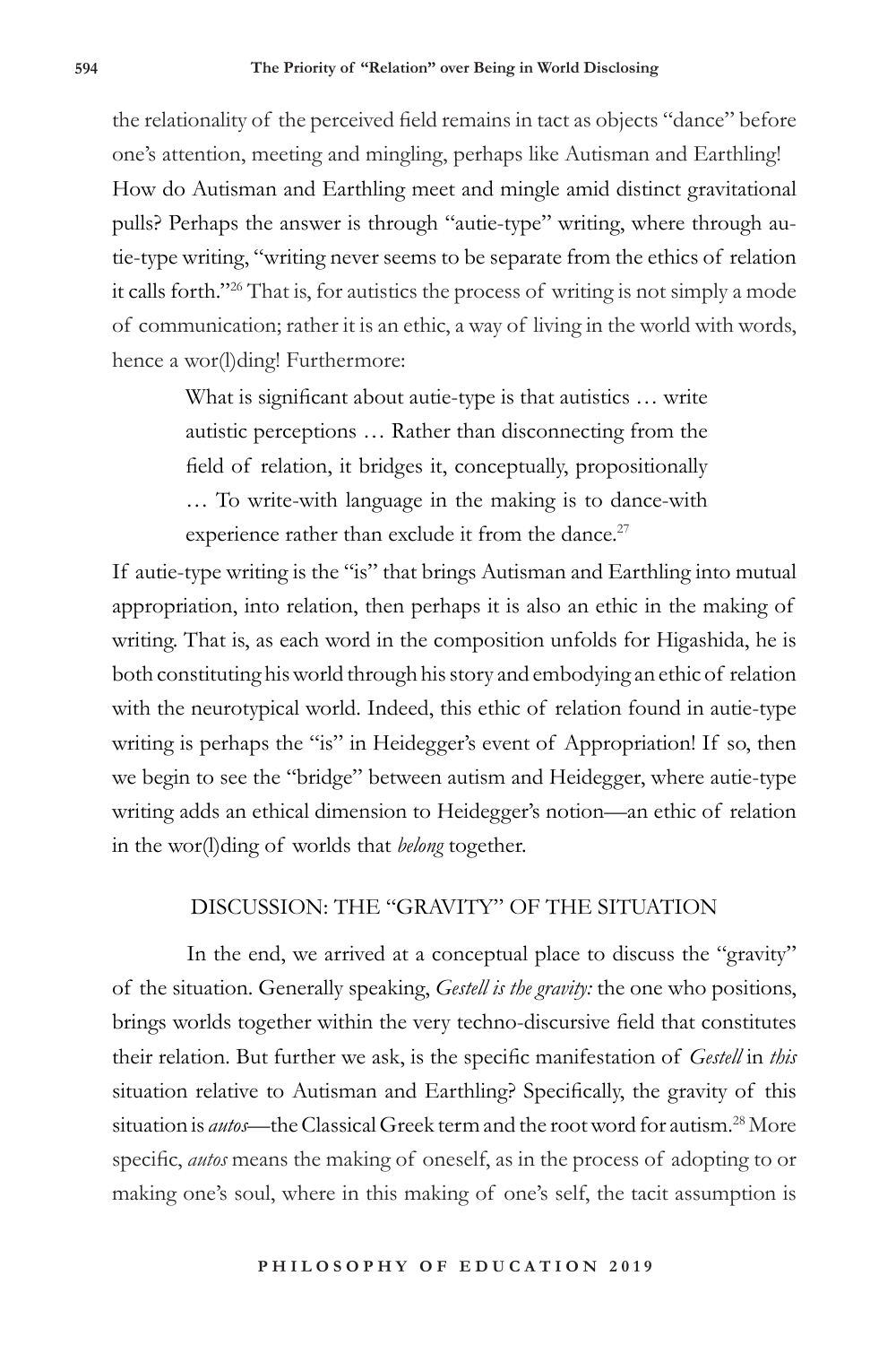the relationality of the perceived field remains in tact as objects "dance" before one's attention, meeting and mingling, perhaps like Autisman and Earthling! How do Autisman and Earthling meet and mingle amid distinct gravitational pulls? Perhaps the answer is through "autie-type" writing, where through autie-type writing, "writing never seems to be separate from the ethics of relation it calls forth."[26] That is, for autistics the process of writing is not simply a mode of communication; rather it is an ethic, a way of living in the world with words, hence a wor(l)ding! Furthermore:

> What is significant about autie-type is that autistics … write autistic perceptions … Rather than disconnecting from the field of relation, it bridges it, conceptually, propositionally … To write-with language in the making is to dance-with experience rather than exclude it from the dance.[27]

If autie-type writing is the "is" that brings Autisman and Earthling into mutual appropriation, into relation, then perhaps it is also an ethic in the making of writing. That is, as each word in the composition unfolds for Higashida, he is both constituting his world through his story and embodying an ethic of relation with the neurotypical world. Indeed, this ethic of relation found in autie-type writing is perhaps the "is" in Heidegger's event of Appropriation! If so, then we begin to see the "bridge" between autism and Heidegger, where autie-type writing adds an ethical dimension to Heidegger's notion—an ethic of relation in the wor(l)ding of worlds that *belong* together.

## DISCUSSION: THE "GRAVITY" OF THE SITUATION

In the end, we arrived at a conceptual place to discuss the "gravity" of the situation. Generally speaking, *Gestell is the gravity:* the one who positions, brings worlds together within the very techno-discursive field that constitutes their relation. But further we ask, is the specific manifestation of *Gestell* in *this* situation relative to Autisman and Earthling? Specifically, the gravity of this situation is *autos*—the Classical Greek term and the root word for autism.[28] More specific, *autos* means the making of oneself, as in the process of adopting to or making one's soul, where in this making of one's self, the tacit assumption is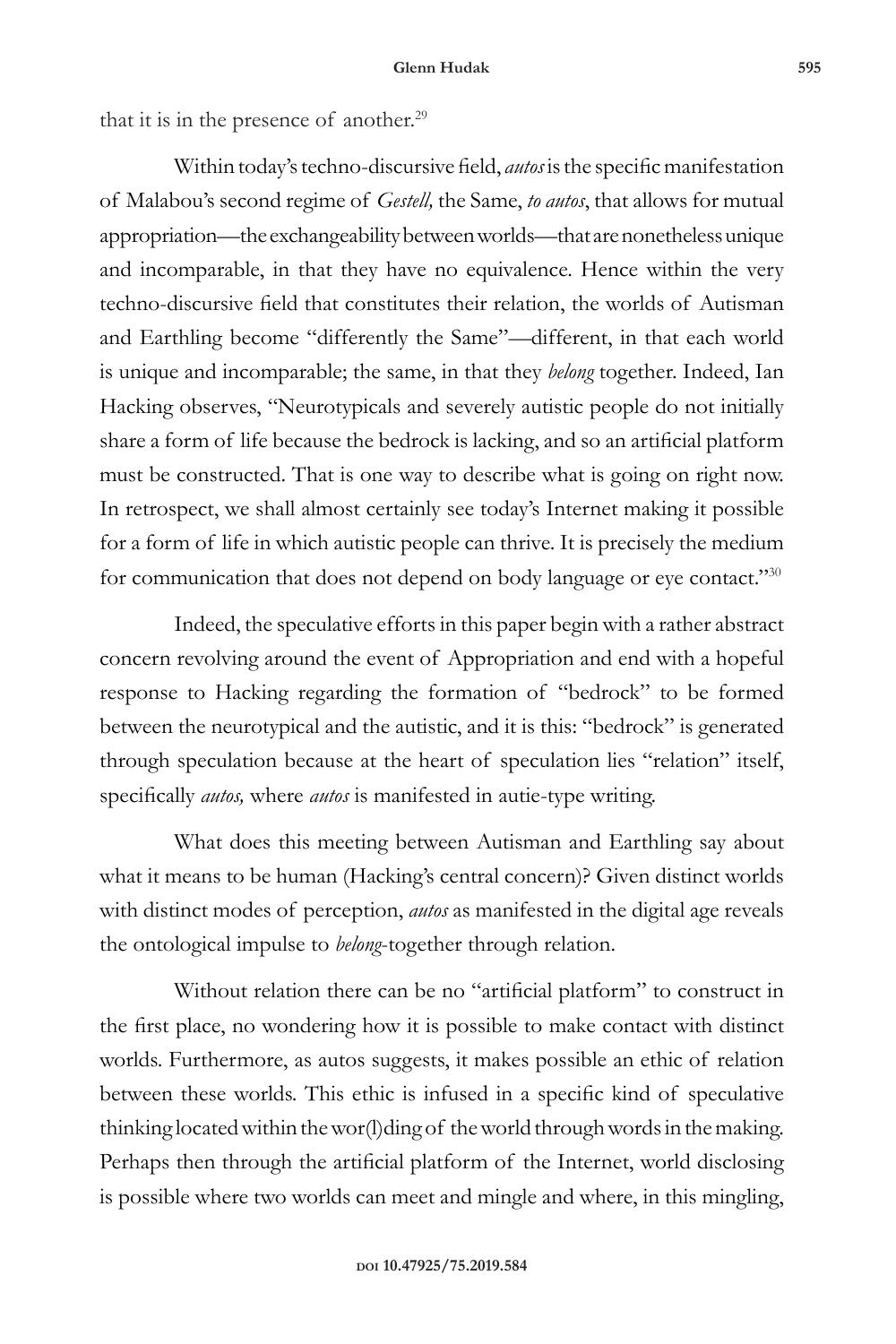that it is in the presence of another.[29]

Within today's techno-discursive field, *autos* is the specific manifestation of Malabou's second regime of *Gestell,* the Same, *to autos*, that allows for mutual appropriation—the exchangeability between worlds—that are nonetheless unique and incomparable, in that they have no equivalence. Hence within the very techno-discursive field that constitutes their relation, the worlds of Autisman and Earthling become "differently the Same"—different, in that each world is unique and incomparable; the same, in that they *belong* together. Indeed, Ian Hacking observes, "Neurotypicals and severely autistic people do not initially share a form of life because the bedrock is lacking, and so an artificial platform must be constructed. That is one way to describe what is going on right now. In retrospect, we shall almost certainly see today's Internet making it possible for a form of life in which autistic people can thrive. It is precisely the medium for communication that does not depend on body language or eye contact."[30]

Indeed, the speculative efforts in this paper begin with a rather abstract concern revolving around the event of Appropriation and end with a hopeful response to Hacking regarding the formation of "bedrock" to be formed between the neurotypical and the autistic, and it is this: "bedrock" is generated through speculation because at the heart of speculation lies "relation" itself, specifically *autos,* where *autos* is manifested in autie-type writing.

What does this meeting between Autisman and Earthling say about what it means to be human (Hacking's central concern)? Given distinct worlds with distinct modes of perception, *autos* as manifested in the digital age reveals the ontological impulse to *belong*-together through relation.

Without relation there can be no "artificial platform" to construct in the first place, no wondering how it is possible to make contact with distinct worlds. Furthermore, as autos suggests, it makes possible an ethic of relation between these worlds. This ethic is infused in a specific kind of speculative thinking located within the wor(l)ding of the world through words in the making. Perhaps then through the artificial platform of the Internet, world disclosing is possible where two worlds can meet and mingle and where, in this mingling,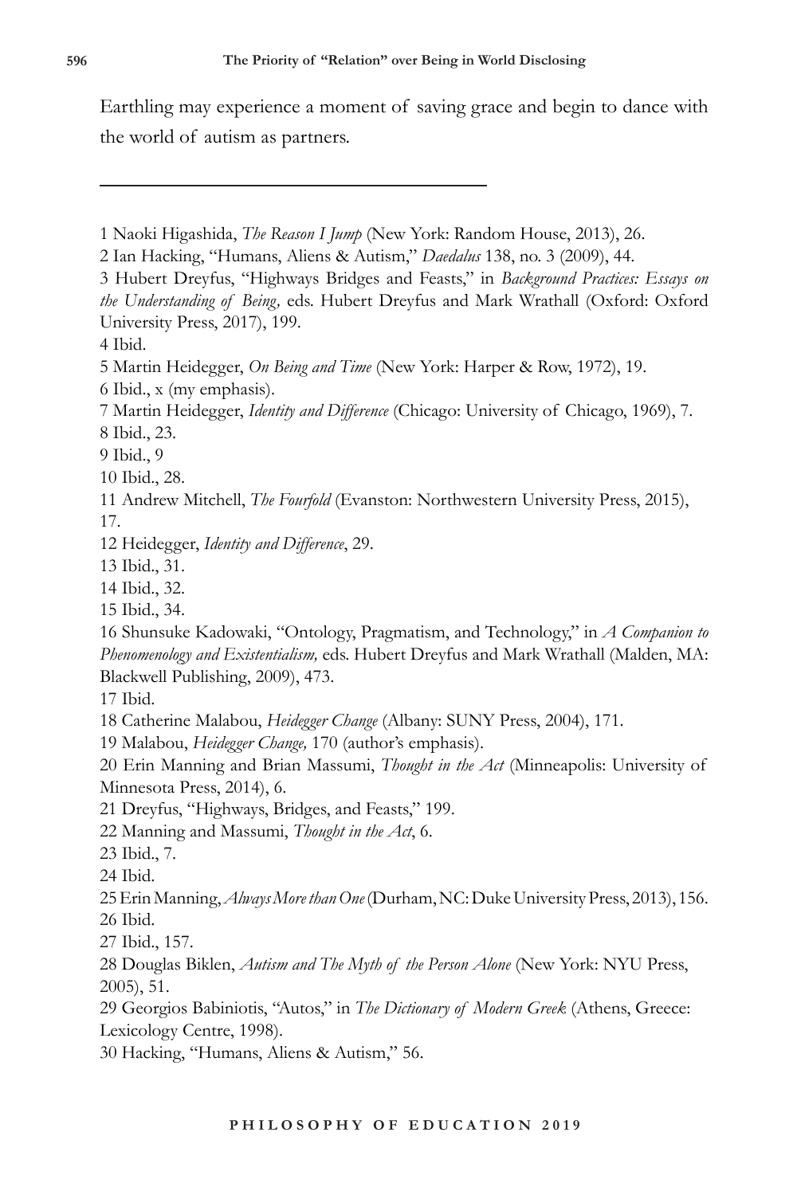Earthling may experience a moment of saving grace and begin to dance with the world of autism as partners.

---

1 Naoki Higashida, *The Reason I Jump* (New York: Random House, 2013), 26.

2 Ian Hacking, "Humans, Aliens & Autism," *Daedalus* 138, no. 3 (2009), 44.

3 Hubert Dreyfus, "Highways Bridges and Feasts," in *Background Practices: Essays on the Understanding of Being,* eds. Hubert Dreyfus and Mark Wrathall (Oxford: Oxford University Press, 2017), 199.

4 Ibid.

5 Martin Heidegger, *On Being and Time* (New York: Harper & Row, 1972), 19.

6 Ibid., x (my emphasis).

7 Martin Heidegger, *Identity and Difference* (Chicago: University of Chicago, 1969), 7.

8 Ibid., 23.

9 Ibid., 9

10 Ibid., 28.

11 Andrew Mitchell, *The Fourfold* (Evanston: Northwestern University Press, 2015), 17.

12 Heidegger, *Identity and Difference*, 29.

13 Ibid., 31.

14 Ibid., 32.

15 Ibid., 34.

16 Shunsuke Kadowaki, "Ontology, Pragmatism, and Technology," in *A Companion to Phenomenology and Existentialism,* eds. Hubert Dreyfus and Mark Wrathall (Malden, MA: Blackwell Publishing, 2009), 473.

17 Ibid.

18 Catherine Malabou, *Heidegger Change* (Albany: SUNY Press, 2004), 171.

19 Malabou, *Heidegger Change,* 170 (author's emphasis).

20 Erin Manning and Brian Massumi, *Thought in the Act* (Minneapolis: University of Minnesota Press, 2014), 6.

21 Dreyfus, "Highways, Bridges, and Feasts," 199.

22 Manning and Massumi, *Thought in the Act*, 6.

23 Ibid., 7.

24 Ibid.

25 Erin Manning, *Always More than One* (Durham, NC: Duke University Press, 2013), 156.

26 Ibid.

27 Ibid., 157.

28 Douglas Biklen, *Autism and The Myth of the Person Alone* (New York: NYU Press, 2005), 51.

29 Georgios Babiniotis, "Autos," in *The Dictionary of Modern Greek* (Athens, Greece: Lexicology Centre, 1998).

30 Hacking, "Humans, Aliens & Autism," 56.